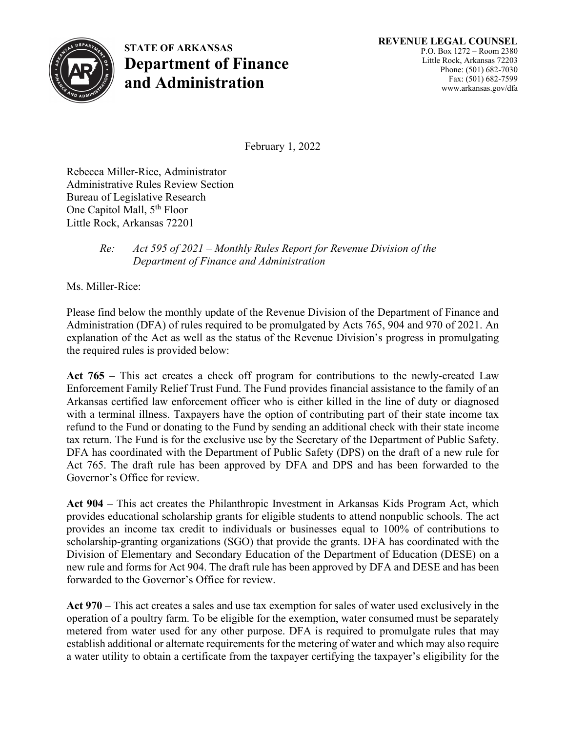**STATE OF ARKANSAS**
# Department of Finance and Administration

**REVENUE LEGAL COUNSEL**
P.O. Box 1272 – Room 2380
Little Rock, Arkansas 72203
Phone: (501) 682-7030
Fax: (501) 682-7599
www.arkansas.gov/dfa

February 1, 2022

Rebecca Miller-Rice, Administrator
Administrative Rules Review Section
Bureau of Legislative Research
One Capitol Mall, 5th Floor
Little Rock, Arkansas 72201

*Re: Act 595 of 2021 – Monthly Rules Report for Revenue Division of the Department of Finance and Administration*

Ms. Miller-Rice:

Please find below the monthly update of the Revenue Division of the Department of Finance and Administration (DFA) of rules required to be promulgated by Acts 765, 904 and 970 of 2021. An explanation of the Act as well as the status of the Revenue Division's progress in promulgating the required rules is provided below:

**Act 765** – This act creates a check off program for contributions to the newly-created Law Enforcement Family Relief Trust Fund. The Fund provides financial assistance to the family of an Arkansas certified law enforcement officer who is either killed in the line of duty or diagnosed with a terminal illness. Taxpayers have the option of contributing part of their state income tax refund to the Fund or donating to the Fund by sending an additional check with their state income tax return. The Fund is for the exclusive use by the Secretary of the Department of Public Safety. DFA has coordinated with the Department of Public Safety (DPS) on the draft of a new rule for Act 765. The draft rule has been approved by DFA and DPS and has been forwarded to the Governor's Office for review.

**Act 904** – This act creates the Philanthropic Investment in Arkansas Kids Program Act, which provides educational scholarship grants for eligible students to attend nonpublic schools. The act provides an income tax credit to individuals or businesses equal to 100% of contributions to scholarship-granting organizations (SGO) that provide the grants. DFA has coordinated with the Division of Elementary and Secondary Education of the Department of Education (DESE) on a new rule and forms for Act 904. The draft rule has been approved by DFA and DESE and has been forwarded to the Governor's Office for review.

**Act 970** – This act creates a sales and use tax exemption for sales of water used exclusively in the operation of a poultry farm. To be eligible for the exemption, water consumed must be separately metered from water used for any other purpose. DFA is required to promulgate rules that may establish additional or alternate requirements for the metering of water and which may also require a water utility to obtain a certificate from the taxpayer certifying the taxpayer's eligibility for the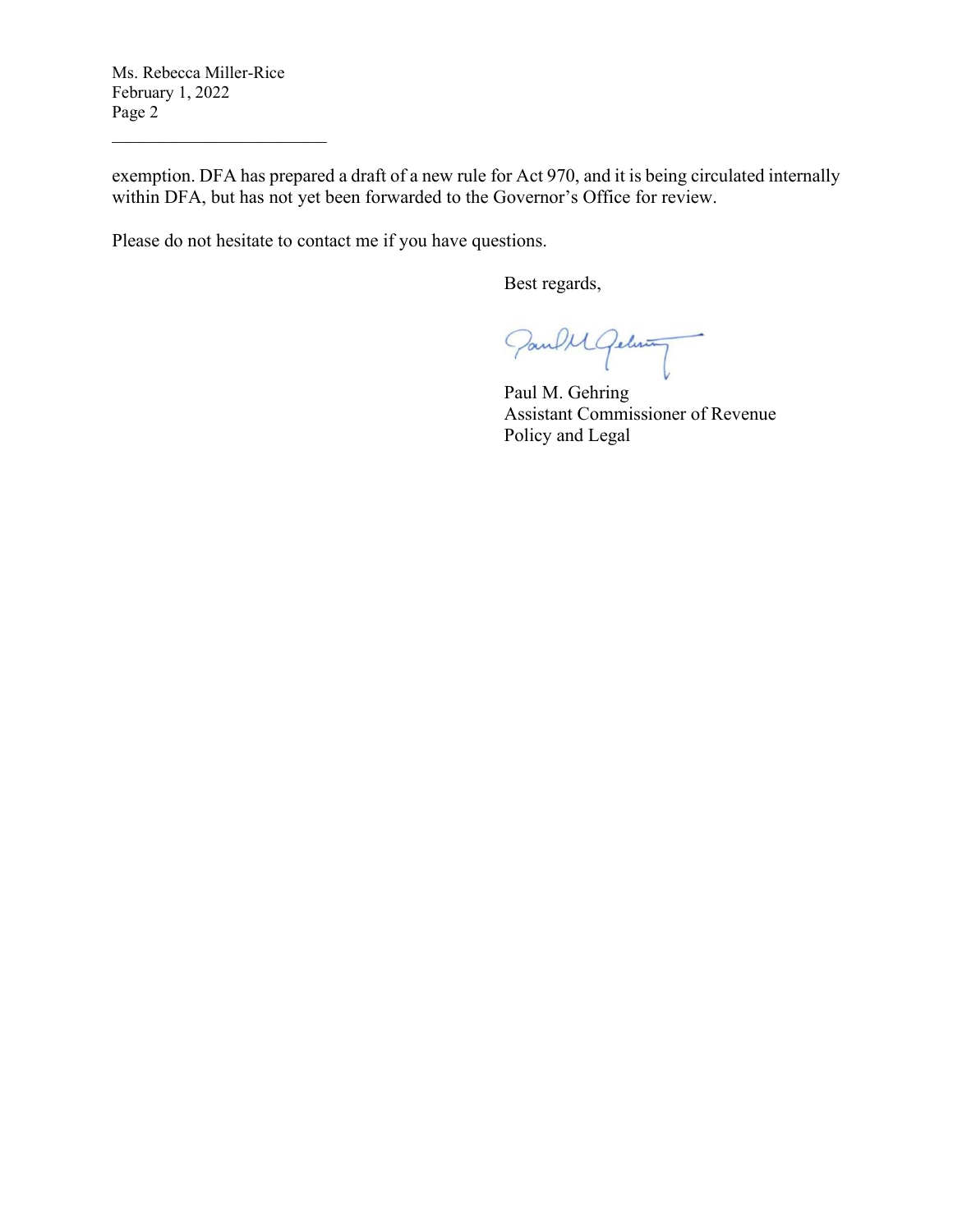exemption. DFA has prepared a draft of a new rule for Act 970, and it is being circulated internally within DFA, but has not yet been forwarded to the Governor's Office for review.

Please do not hesitate to contact me if you have questions.

Best regards,

Paul M. Gehring
Assistant Commissioner of Revenue
Policy and Legal